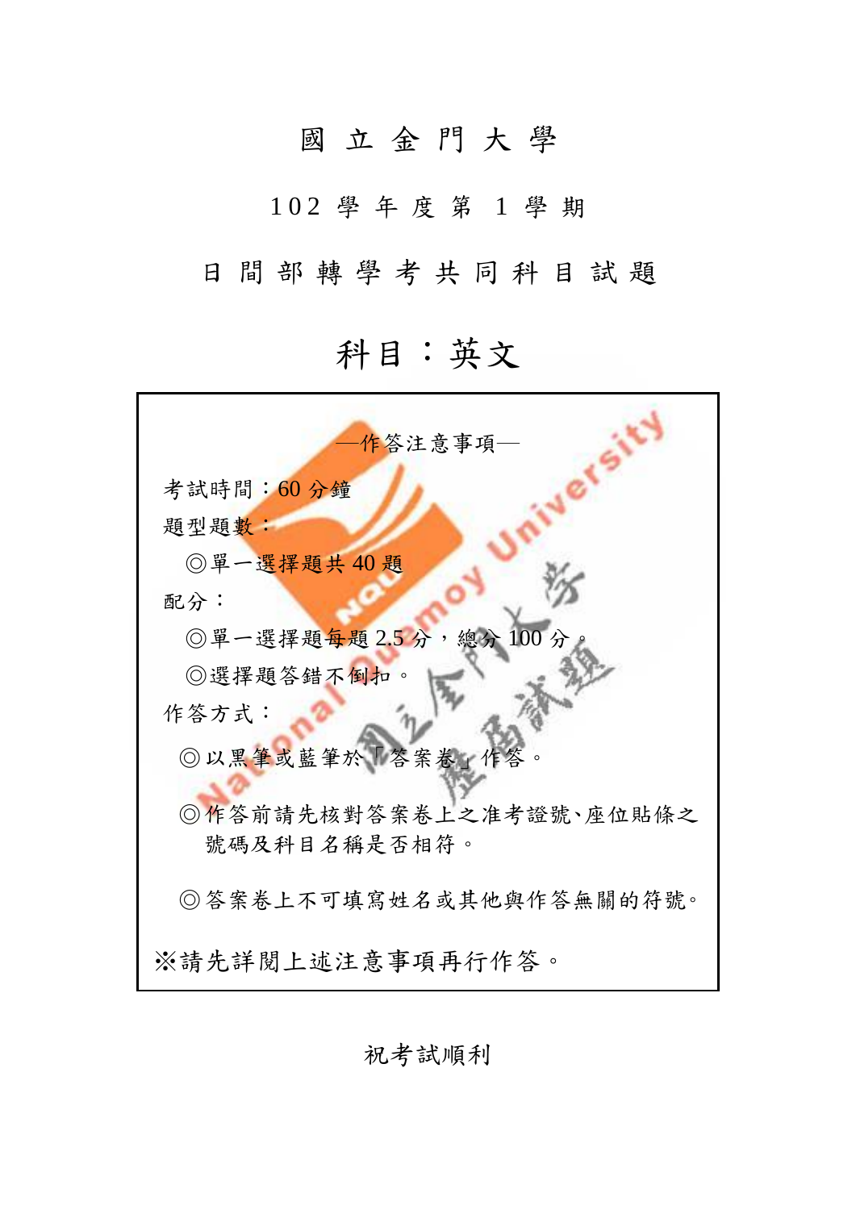# 國立金門大學

## 102 學年度第 1 學期

## 日間部轉學考共同科目試題

# 科目：英文

—作答注意事項—

考試時間：60 分鐘

題型題數：

◎單一選擇題共 40 題

配分：

◎單一選擇題每題 2.5 分，總分 100 分。

◎選擇題答錯不倒扣。

作答方式：

◎以黑筆或藍筆於「答案卷」作答。

◎作答前請先核對答案卷上之准考證號、座位貼條之號碼及科目名稱是否相符。

◎答案卷上不可填寫姓名或其他與作答無關的符號。

※請先詳閱上述注意事項再行作答。

祝考試順利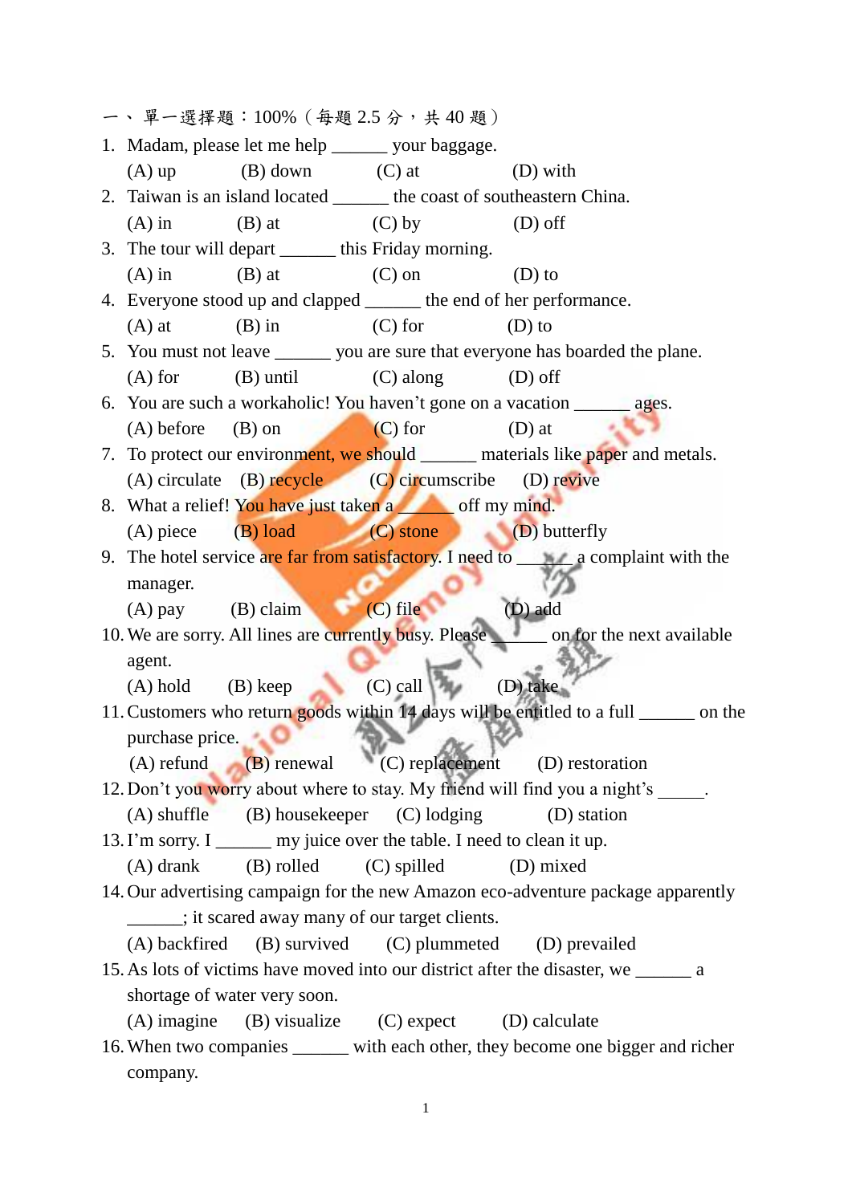一、單一選擇題：100%（每題 2.5 分，共 40 題）

1. Madam, please let me help ______ your baggage.
   (A) up (B) down (C) at (D) with
2. Taiwan is an island located ______ the coast of southeastern China.
   (A) in (B) at (C) by (D) off
3. The tour will depart ______ this Friday morning.
   (A) in (B) at (C) on (D) to
4. Everyone stood up and clapped ______ the end of her performance.
   (A) at (B) in (C) for (D) to
5. You must not leave ______ you are sure that everyone has boarded the plane.
   (A) for (B) until (C) along (D) off
6. You are such a workaholic! You haven't gone on a vacation ______ ages.
   (A) before (B) on (C) for (D) at
7. To protect our environment, we should ______ materials like paper and metals.
   (A) circulate (B) recycle (C) circumscribe (D) revive
8. What a relief! You have just taken a ______ off my mind.
   (A) piece (B) load (C) stone (D) butterfly
9. The hotel service are far from satisfactory. I need to ______ a complaint with the manager.
   (A) pay (B) claim (C) file (D) add
10. We are sorry. All lines are currently busy. Please ______ on for the next available agent.
    (A) hold (B) keep (C) call (D) take
11. Customers who return goods within 14 days will be entitled to a full ______ on the purchase price.
    (A) refund (B) renewal (C) replacement (D) restoration
12. Don't you worry about where to stay. My friend will find you a night's _____.
    (A) shuffle (B) housekeeper (C) lodging (D) station
13. I'm sorry. I ______ my juice over the table. I need to clean it up.
    (A) drank (B) rolled (C) spilled (D) mixed
14. Our advertising campaign for the new Amazon eco-adventure package apparently ______; it scared away many of our target clients.
    (A) backfired (B) survived (C) plummeted (D) prevailed
15. As lots of victims have moved into our district after the disaster, we ______ a shortage of water very soon.
    (A) imagine (B) visualize (C) expect (D) calculate
16. When two companies ______ with each other, they become one bigger and richer company.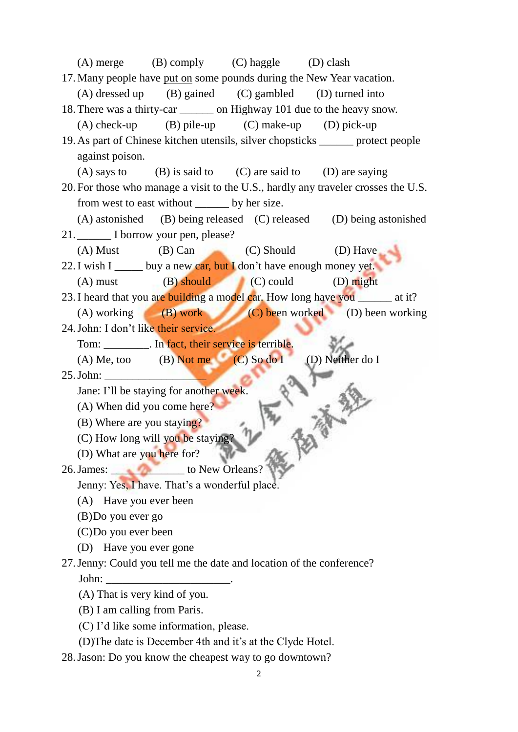(A) merge (B) comply (C) haggle (D) clash

17. Many people have put on some pounds during the New Year vacation.
    (A) dressed up (B) gained (C) gambled (D) turned into
18. There was a thirty-car ______ on Highway 101 due to the heavy snow.
    (A) check-up (B) pile-up (C) make-up (D) pick-up
19. As part of Chinese kitchen utensils, silver chopsticks ______ protect people against poison.
    (A) says to (B) is said to (C) are said to (D) are saying
20. For those who manage a visit to the U.S., hardly any traveler crosses the U.S. from west to east without ______ by her size.
    (A) astonished (B) being released (C) released (D) being astonished
21. ______ I borrow your pen, please?
    (A) Must (B) Can (C) Should (D) Have
22. I wish I _____ buy a new car, but I don't have enough money yet.
    (A) must (B) should (C) could (D) might
23. I heard that you are building a model car. How long have you ______ at it?
    (A) working (B) work (C) been worked (D) been working
24. John: I don't like their service.
    Tom: ________. In fact, their service is terrible.
    (A) Me, too (B) Not me (C) So do I (D) Neither do I
25. John: __________________
    Jane: I'll be staying for another week.
    (A) When did you come here?
    (B) Where are you staying?
    (C) How long will you be staying?
    (D) What are you here for?
26. James: ____________ to New Orleans?
    Jenny: Yes, I have. That's a wonderful place.
    (A) Have you ever been
    (B) Do you ever go
    (C) Do you ever been
    (D) Have you ever gone
27. Jenny: Could you tell me the date and location of the conference?
    John: ______________________.
    (A) That is very kind of you.
    (B) I am calling from Paris.
    (C) I'd like some information, please.
    (D) The date is December 4th and it's at the Clyde Hotel.
28. Jason: Do you know the cheapest way to go downtown?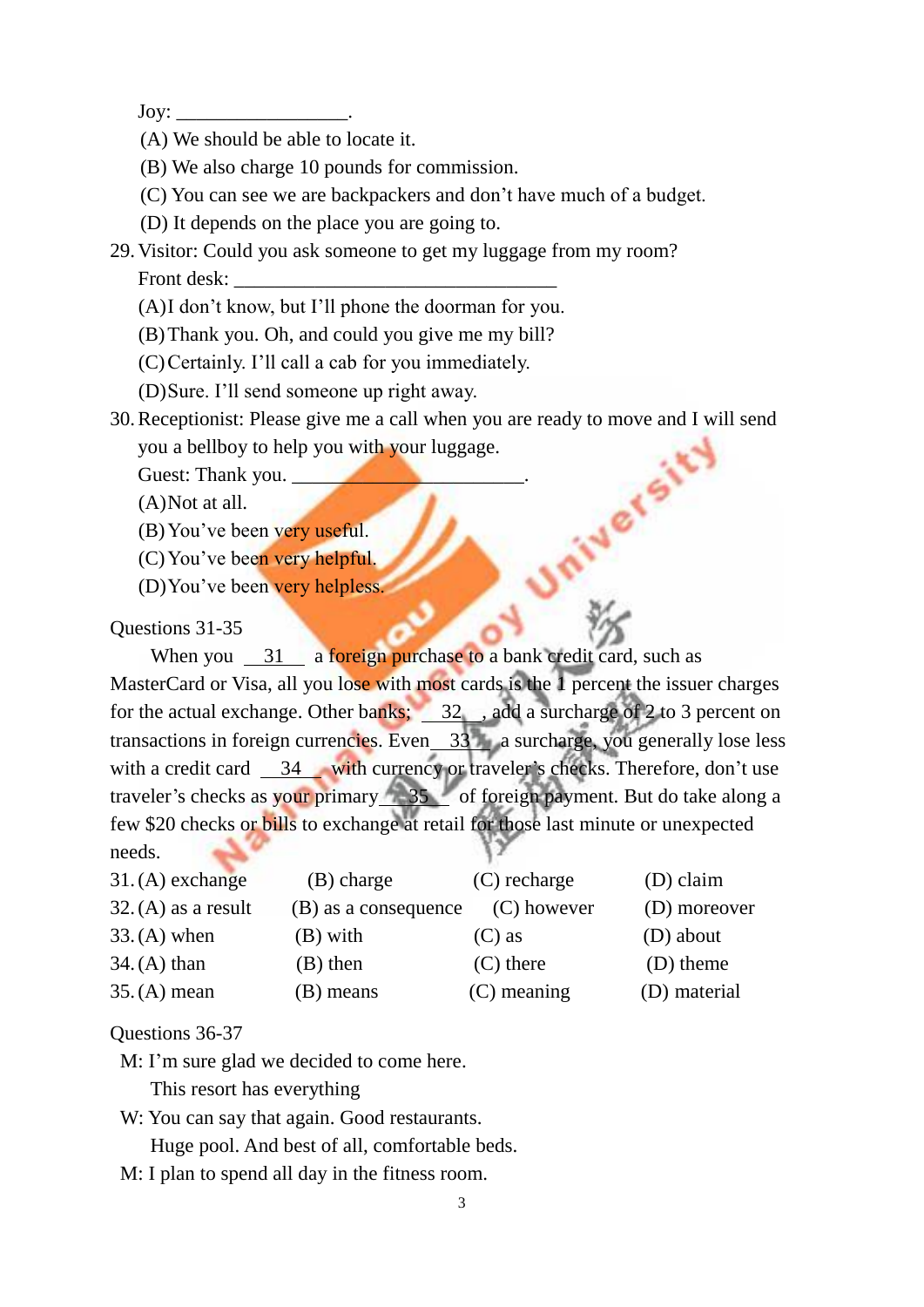Joy: _________________.

(A) We should be able to locate it.

(B) We also charge 10 pounds for commission.

(C) You can see we are backpackers and don't have much of a budget.

(D) It depends on the place you are going to.

29. Visitor: Could you ask someone to get my luggage from my room?

Front desk: _________________________________

(A) I don't know, but I'll phone the doorman for you.

(B) Thank you. Oh, and could you give me my bill?

(C) Certainly. I'll call a cab for you immediately.

(D) Sure. I'll send someone up right away.

30. Receptionist: Please give me a call when you are ready to move and I will send you a bellboy to help you with your luggage.

Guest: Thank you. ________________________.

(A) Not at all.

(B) You've been very useful.

(C) You've been very helpful.

(D) You've been very helpless.

Questions 31-35

When you __31__ a foreign purchase to a bank credit card, such as MasterCard or Visa, all you lose with most cards is the 1 percent the issuer charges for the actual exchange. Other banks; __32__, add a surcharge of 2 to 3 percent on transactions in foreign currencies. Even __33__ a surcharge, you generally lose less with a credit card __34__ with currency or traveler's checks. Therefore, don't use traveler's checks as your primary __35__ of foreign payment. But do take along a few $20 checks or bills to exchange at retail for those last minute or unexpected needs.

31. (A) exchange (B) charge (C) recharge (D) claim

32. (A) as a result (B) as a consequence (C) however (D) moreover

33. (A) when (B) with (C) as (D) about

34. (A) than (B) then (C) there (D) theme

35. (A) mean (B) means (C) meaning (D) material

Questions 36-37

M: I'm sure glad we decided to come here.
This resort has everything

W: You can say that again. Good restaurants.
Huge pool. And best of all, comfortable beds.

M: I plan to spend all day in the fitness room.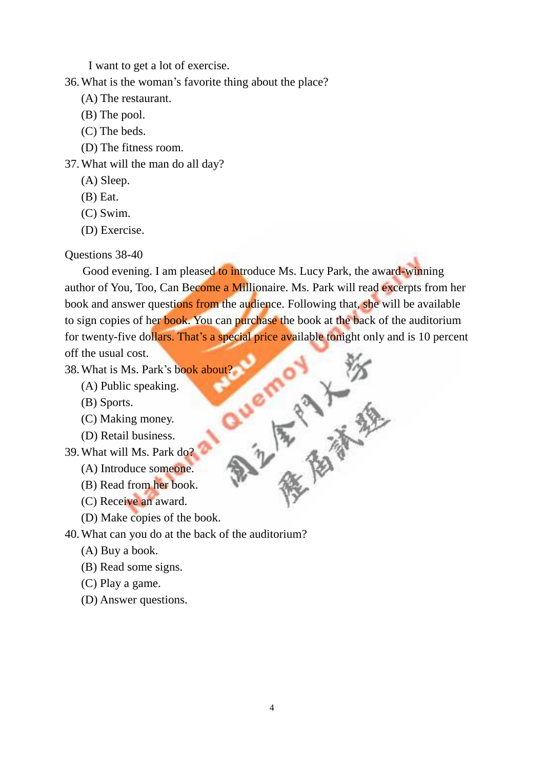I want to get a lot of exercise.

36. What is the woman's favorite thing about the place?
    (A) The restaurant.
    (B) The pool.
    (C) The beds.
    (D) The fitness room.
37. What will the man do all day?
    (A) Sleep.
    (B) Eat.
    (C) Swim.
    (D) Exercise.

Questions 38-40

Good evening. I am pleased to introduce Ms. Lucy Park, the award-winning author of You, Too, Can Become a Millionaire. Ms. Park will read excerpts from her book and answer questions from the audience. Following that, she will be available to sign copies of her book. You can purchase the book at the back of the auditorium for twenty-five dollars. That's a special price available tonight only and is 10 percent off the usual cost.

38. What is Ms. Park's book about?
    (A) Public speaking.
    (B) Sports.
    (C) Making money.
    (D) Retail business.
39. What will Ms. Park do?
    (A) Introduce someone.
    (B) Read from her book.
    (C) Receive an award.
    (D) Make copies of the book.
40. What can you do at the back of the auditorium?
    (A) Buy a book.
    (B) Read some signs.
    (C) Play a game.
    (D) Answer questions.